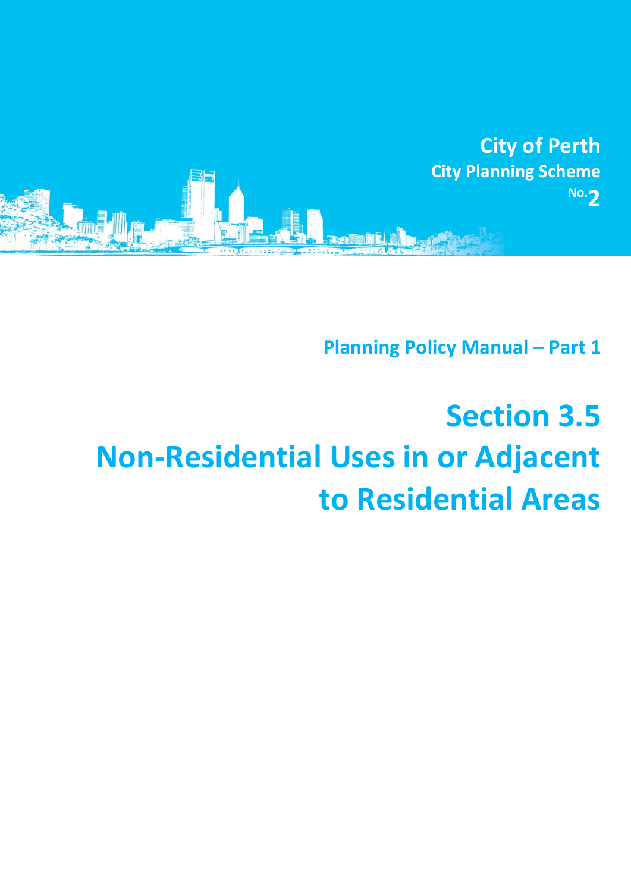**City of Perth**

**City Planning Scheme No. 2**

**Planning Policy Manual – Part 1**

# Section 3.5 Non-Residential Uses in or Adjacent to Residential Areas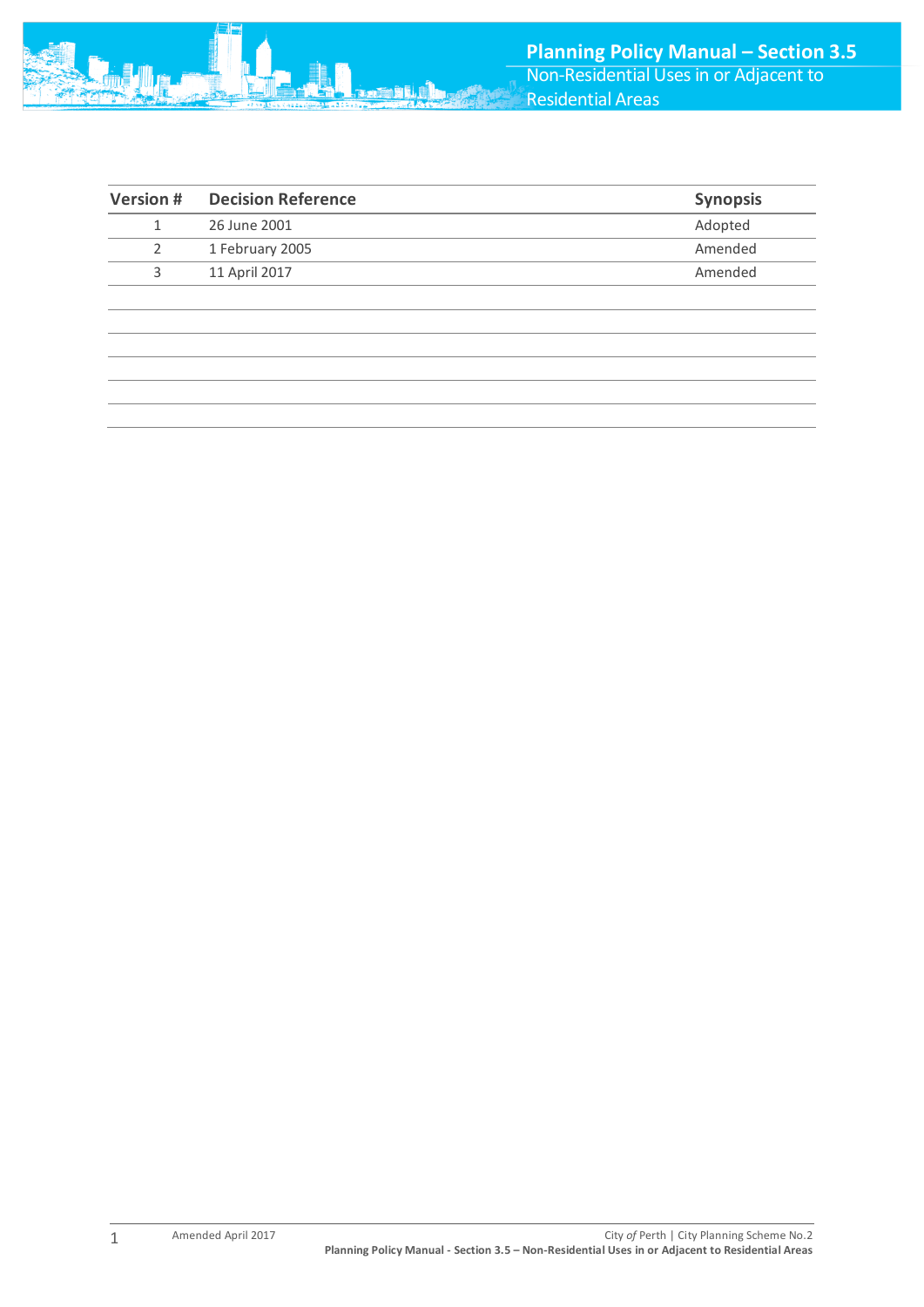| Version # | Decision Reference | Synopsis |
|---|---|---|
| 1 | 26 June 2001 | Adopted |
| 2 | 1 February 2005 | Amended |
| 3 | 11 April 2017 | Amended |
| | | |
| | | |
| | | |
| | | |
| | | |
| | | |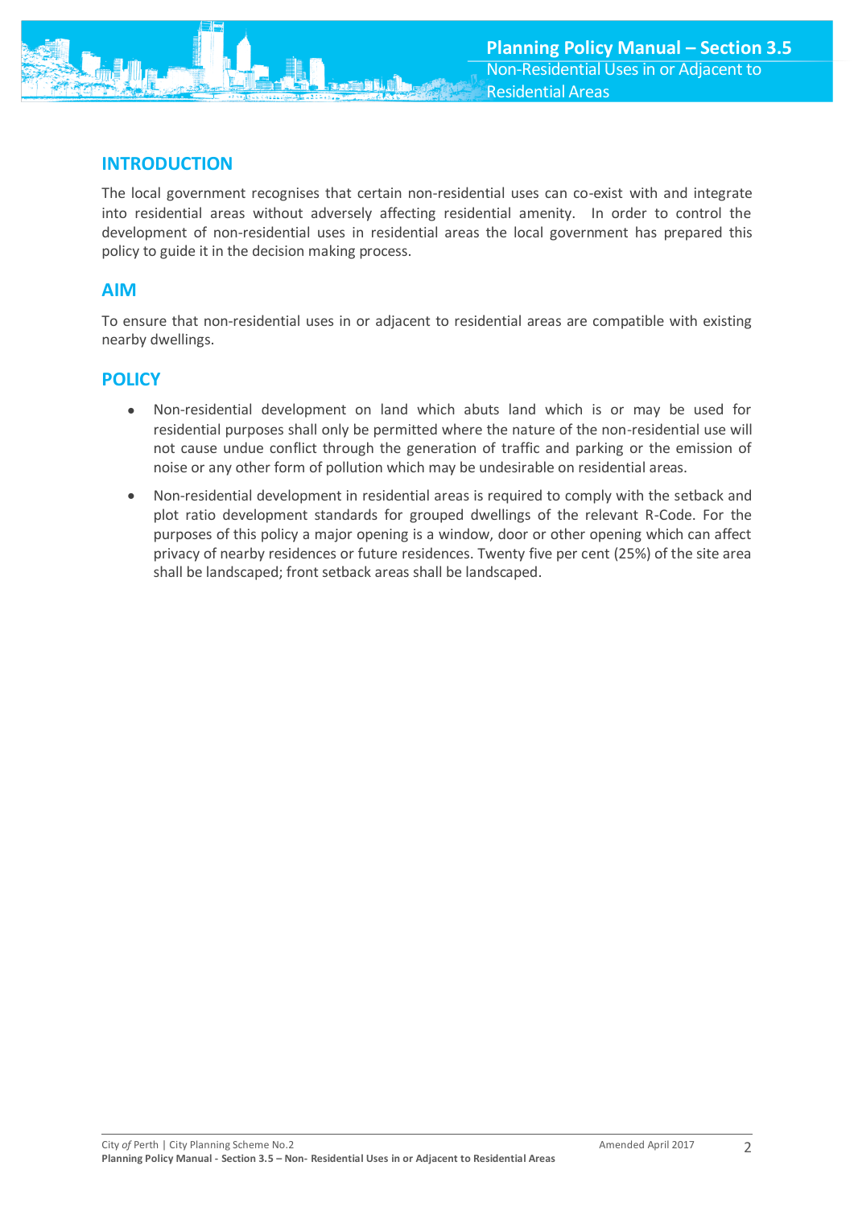## INTRODUCTION

The local government recognises that certain non-residential uses can co-exist with and integrate into residential areas without adversely affecting residential amenity. In order to control the development of non-residential uses in residential areas the local government has prepared this policy to guide it in the decision making process.

## AIM

To ensure that non-residential uses in or adjacent to residential areas are compatible with existing nearby dwellings.

## POLICY

- Non-residential development on land which abuts land which is or may be used for residential purposes shall only be permitted where the nature of the non-residential use will not cause undue conflict through the generation of traffic and parking or the emission of noise or any other form of pollution which may be undesirable on residential areas.
- Non-residential development in residential areas is required to comply with the setback and plot ratio development standards for grouped dwellings of the relevant R-Code. For the purposes of this policy a major opening is a window, door or other opening which can affect privacy of nearby residences or future residences. Twenty five per cent (25%) of the site area shall be landscaped; front setback areas shall be landscaped.